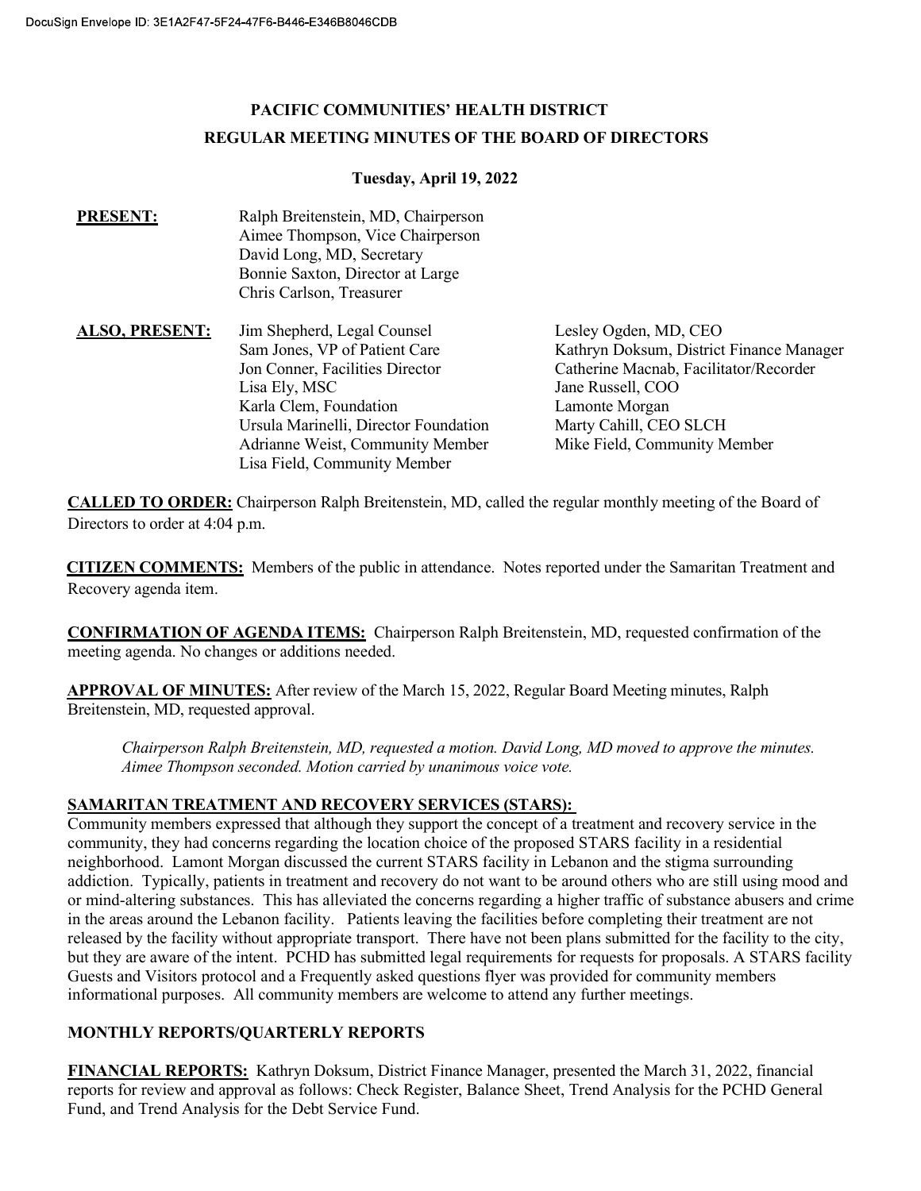DocuSign Envelope ID: 3E1A2F47-5F24-47F6-B446-E346B8046CDB

# PACIFIC COMMUNITIES' HEALTH DISTRICT

## REGULAR MEETING MINUTES OF THE BOARD OF DIRECTORS

**Tuesday, April 19, 2022**

**PRESENT:**
Ralph Breitenstein, MD, Chairperson
Aimee Thompson, Vice Chairperson
David Long, MD, Secretary
Bonnie Saxton, Director at Large
Chris Carlson, Treasurer

**ALSO, PRESENT:**
Jim Shepherd, Legal Counsel
Sam Jones, VP of Patient Care
Jon Conner, Facilities Director
Lisa Ely, MSC
Karla Clem, Foundation
Ursula Marinelli, Director Foundation
Adrianne Weist, Community Member
Lisa Field, Community Member
Lesley Ogden, MD, CEO
Kathryn Doksum, District Finance Manager
Catherine Macnab, Facilitator/Recorder
Jane Russell, COO
Lamonte Morgan
Marty Cahill, CEO SLCH
Mike Field, Community Member

**CALLED TO ORDER:** Chairperson Ralph Breitenstein, MD, called the regular monthly meeting of the Board of Directors to order at 4:04 p.m.

**CITIZEN COMMENTS:** Members of the public in attendance. Notes reported under the Samaritan Treatment and Recovery agenda item.

**CONFIRMATION OF AGENDA ITEMS:** Chairperson Ralph Breitenstein, MD, requested confirmation of the meeting agenda. No changes or additions needed.

**APPROVAL OF MINUTES:** After review of the March 15, 2022, Regular Board Meeting minutes, Ralph Breitenstein, MD, requested approval.

*Chairperson Ralph Breitenstein, MD, requested a motion. David Long, MD moved to approve the minutes. Aimee Thompson seconded. Motion carried by unanimous voice vote.*

**SAMARITAN TREATMENT AND RECOVERY SERVICES (STARS):**
Community members expressed that although they support the concept of a treatment and recovery service in the community, they had concerns regarding the location choice of the proposed STARS facility in a residential neighborhood. Lamont Morgan discussed the current STARS facility in Lebanon and the stigma surrounding addiction. Typically, patients in treatment and recovery do not want to be around others who are still using mood and or mind-altering substances. This has alleviated the concerns regarding a higher traffic of substance abusers and crime in the areas around the Lebanon facility. Patients leaving the facilities before completing their treatment are not released by the facility without appropriate transport. There have not been plans submitted for the facility to the city, but they are aware of the intent. PCHD has submitted legal requirements for requests for proposals. A STARS facility Guests and Visitors protocol and a Frequently asked questions flyer was provided for community members informational purposes. All community members are welcome to attend any further meetings.

**MONTHLY REPORTS/QUARTERLY REPORTS**

**FINANCIAL REPORTS:** Kathryn Doksum, District Finance Manager, presented the March 31, 2022, financial reports for review and approval as follows: Check Register, Balance Sheet, Trend Analysis for the PCHD General Fund, and Trend Analysis for the Debt Service Fund.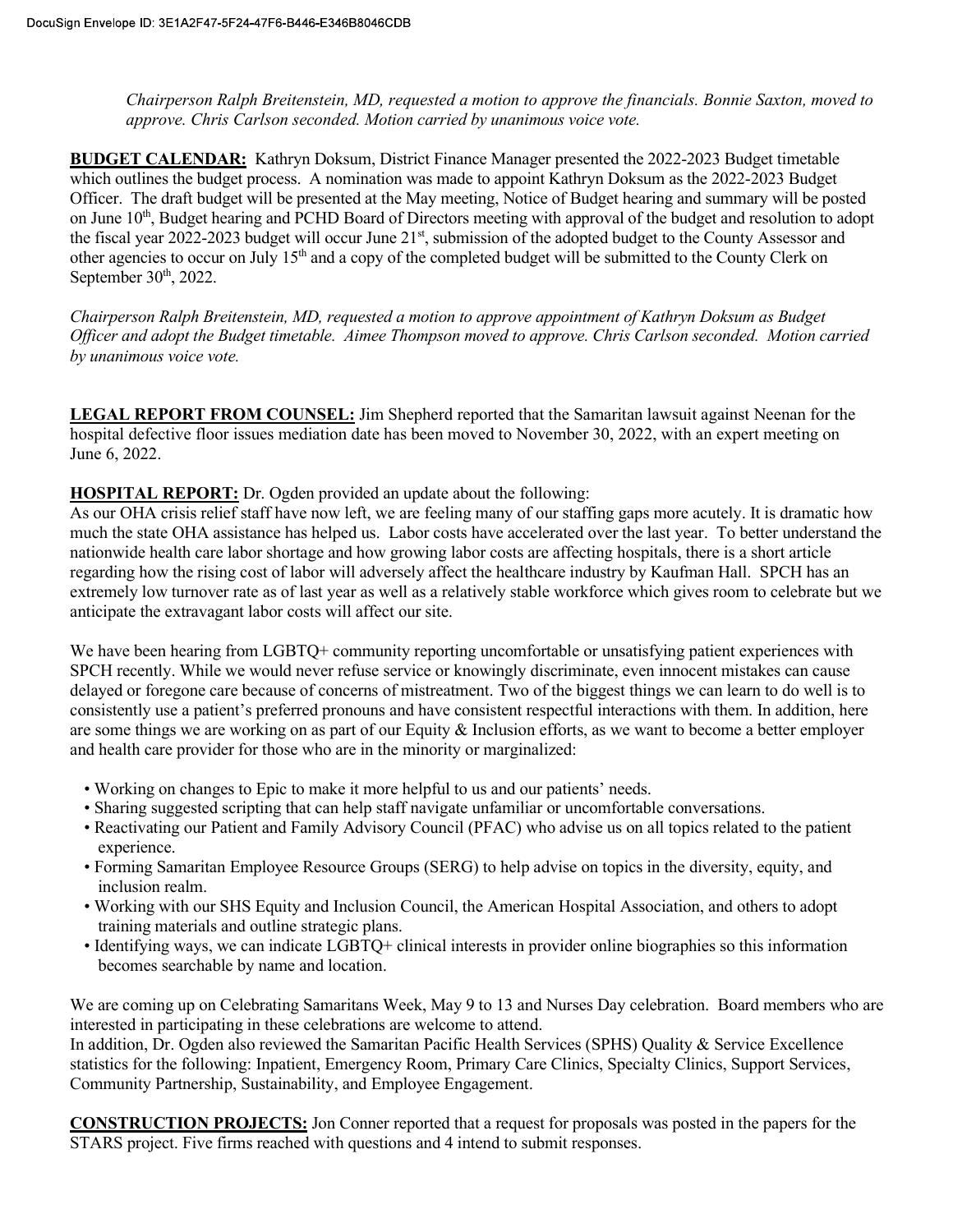*Chairperson Ralph Breitenstein, MD, requested a motion to approve the financials. Bonnie Saxton, moved to approve. Chris Carlson seconded. Motion carried by unanimous voice vote.*

**BUDGET CALENDAR:** Kathryn Doksum, District Finance Manager presented the 2022-2023 Budget timetable which outlines the budget process. A nomination was made to appoint Kathryn Doksum as the 2022-2023 Budget Officer. The draft budget will be presented at the May meeting, Notice of Budget hearing and summary will be posted on June 10th, Budget hearing and PCHD Board of Directors meeting with approval of the budget and resolution to adopt the fiscal year 2022-2023 budget will occur June 21st, submission of the adopted budget to the County Assessor and other agencies to occur on July 15th and a copy of the completed budget will be submitted to the County Clerk on September 30th, 2022.

*Chairperson Ralph Breitenstein, MD, requested a motion to approve appointment of Kathryn Doksum as Budget Officer and adopt the Budget timetable. Aimee Thompson moved to approve. Chris Carlson seconded. Motion carried by unanimous voice vote.*

**LEGAL REPORT FROM COUNSEL:** Jim Shepherd reported that the Samaritan lawsuit against Neenan for the hospital defective floor issues mediation date has been moved to November 30, 2022, with an expert meeting on June 6, 2022.

**HOSPITAL REPORT:** Dr. Ogden provided an update about the following:
As our OHA crisis relief staff have now left, we are feeling many of our staffing gaps more acutely. It is dramatic how much the state OHA assistance has helped us. Labor costs have accelerated over the last year. To better understand the nationwide health care labor shortage and how growing labor costs are affecting hospitals, there is a short article regarding how the rising cost of labor will adversely affect the healthcare industry by Kaufman Hall. SPCH has an extremely low turnover rate as of last year as well as a relatively stable workforce which gives room to celebrate but we anticipate the extravagant labor costs will affect our site.

We have been hearing from LGBTQ+ community reporting uncomfortable or unsatisfying patient experiences with SPCH recently. While we would never refuse service or knowingly discriminate, even innocent mistakes can cause delayed or foregone care because of concerns of mistreatment. Two of the biggest things we can learn to do well is to consistently use a patient's preferred pronouns and have consistent respectful interactions with them. In addition, here are some things we are working on as part of our Equity & Inclusion efforts, as we want to become a better employer and health care provider for those who are in the minority or marginalized:

- Working on changes to Epic to make it more helpful to us and our patients' needs.
- Sharing suggested scripting that can help staff navigate unfamiliar or uncomfortable conversations.
- Reactivating our Patient and Family Advisory Council (PFAC) who advise us on all topics related to the patient experience.
- Forming Samaritan Employee Resource Groups (SERG) to help advise on topics in the diversity, equity, and inclusion realm.
- Working with our SHS Equity and Inclusion Council, the American Hospital Association, and others to adopt training materials and outline strategic plans.
- Identifying ways, we can indicate LGBTQ+ clinical interests in provider online biographies so this information becomes searchable by name and location.

We are coming up on Celebrating Samaritans Week, May 9 to 13 and Nurses Day celebration. Board members who are interested in participating in these celebrations are welcome to attend.
In addition, Dr. Ogden also reviewed the Samaritan Pacific Health Services (SPHS) Quality & Service Excellence statistics for the following: Inpatient, Emergency Room, Primary Care Clinics, Specialty Clinics, Support Services, Community Partnership, Sustainability, and Employee Engagement.

**CONSTRUCTION PROJECTS:** Jon Conner reported that a request for proposals was posted in the papers for the STARS project. Five firms reached with questions and 4 intend to submit responses.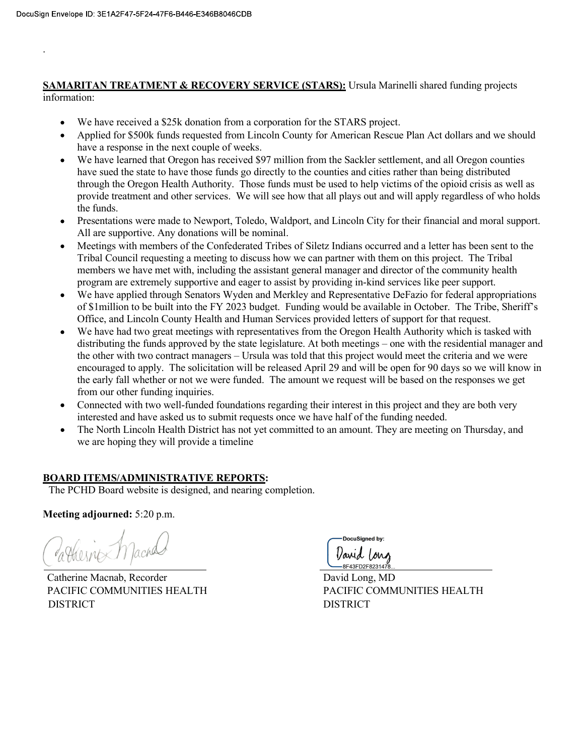.

**SAMARITAN TREATMENT & RECOVERY SERVICE (STARS):** Ursula Marinelli shared funding projects information:

- We have received a $25k donation from a corporation for the STARS project.
- Applied for $500k funds requested from Lincoln County for American Rescue Plan Act dollars and we should have a response in the next couple of weeks.
- We have learned that Oregon has received $97 million from the Sackler settlement, and all Oregon counties have sued the state to have those funds go directly to the counties and cities rather than being distributed through the Oregon Health Authority. Those funds must be used to help victims of the opioid crisis as well as provide treatment and other services. We will see how that all plays out and will apply regardless of who holds the funds.
- Presentations were made to Newport, Toledo, Waldport, and Lincoln City for their financial and moral support. All are supportive. Any donations will be nominal.
- Meetings with members of the Confederated Tribes of Siletz Indians occurred and a letter has been sent to the Tribal Council requesting a meeting to discuss how we can partner with them on this project. The Tribal members we have met with, including the assistant general manager and director of the community health program are extremely supportive and eager to assist by providing in-kind services like peer support.
- We have applied through Senators Wyden and Merkley and Representative DeFazio for federal appropriations of $1million to be built into the FY 2023 budget. Funding would be available in October. The Tribe, Sheriff's Office, and Lincoln County Health and Human Services provided letters of support for that request.
- We have had two great meetings with representatives from the Oregon Health Authority which is tasked with distributing the funds approved by the state legislature. At both meetings – one with the residential manager and the other with two contract managers – Ursula was told that this project would meet the criteria and we were encouraged to apply. The solicitation will be released April 29 and will be open for 90 days so we will know in the early fall whether or not we were funded. The amount we request will be based on the responses we get from our other funding inquiries.
- Connected with two well-funded foundations regarding their interest in this project and they are both very interested and have asked us to submit requests once we have half of the funding needed.
- The North Lincoln Health District has not yet committed to an amount. They are meeting on Thursday, and we are hoping they will provide a timeline

**BOARD ITEMS/ADMINISTRATIVE REPORTS:**

The PCHD Board website is designed, and nearing completion.

**Meeting adjourned:** 5:20 p.m.

Catherine Macnab, Recorder
PACIFIC COMMUNITIES HEALTH DISTRICT

DocuSigned by: David Long
8F43FD2F8231478...

David Long, MD
PACIFIC COMMUNITIES HEALTH DISTRICT